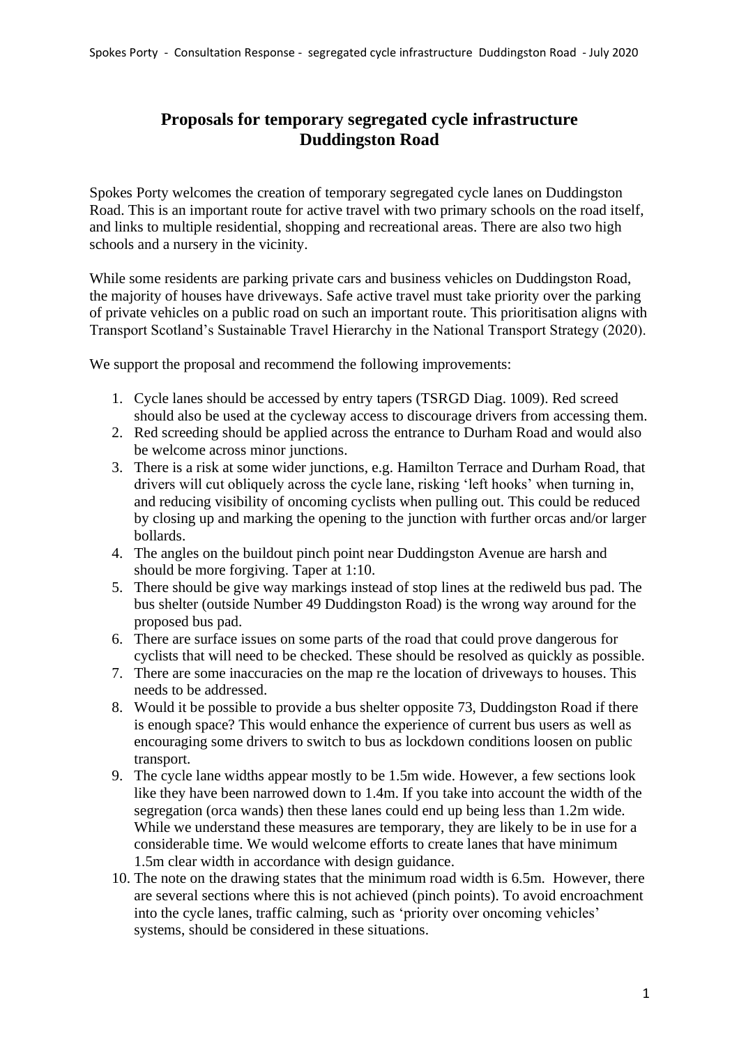# Proposals for temporary segregated cycle infrastructure Duddingston Road

Spokes Porty welcomes the creation of temporary segregated cycle lanes on Duddingston Road. This is an important route for active travel with two primary schools on the road itself, and links to multiple residential, shopping and recreational areas. There are also two high schools and a nursery in the vicinity.

While some residents are parking private cars and business vehicles on Duddingston Road, the majority of houses have driveways. Safe active travel must take priority over the parking of private vehicles on a public road on such an important route. This prioritisation aligns with Transport Scotland's Sustainable Travel Hierarchy in the National Transport Strategy (2020).

We support the proposal and recommend the following improvements:

1. Cycle lanes should be accessed by entry tapers (TSRGD Diag. 1009). Red screed should also be used at the cycleway access to discourage drivers from accessing them.
2. Red screeding should be applied across the entrance to Durham Road and would also be welcome across minor junctions.
3. There is a risk at some wider junctions, e.g. Hamilton Terrace and Durham Road, that drivers will cut obliquely across the cycle lane, risking 'left hooks' when turning in, and reducing visibility of oncoming cyclists when pulling out. This could be reduced by closing up and marking the opening to the junction with further orcas and/or larger bollards.
4. The angles on the buildout pinch point near Duddingston Avenue are harsh and should be more forgiving. Taper at 1:10.
5. There should be give way markings instead of stop lines at the rediweld bus pad. The bus shelter (outside Number 49 Duddingston Road) is the wrong way around for the proposed bus pad.
6. There are surface issues on some parts of the road that could prove dangerous for cyclists that will need to be checked. These should be resolved as quickly as possible.
7. There are some inaccuracies on the map re the location of driveways to houses. This needs to be addressed.
8. Would it be possible to provide a bus shelter opposite 73, Duddingston Road if there is enough space? This would enhance the experience of current bus users as well as encouraging some drivers to switch to bus as lockdown conditions loosen on public transport.
9. The cycle lane widths appear mostly to be 1.5m wide. However, a few sections look like they have been narrowed down to 1.4m. If you take into account the width of the segregation (orca wands) then these lanes could end up being less than 1.2m wide. While we understand these measures are temporary, they are likely to be in use for a considerable time. We would welcome efforts to create lanes that have minimum 1.5m clear width in accordance with design guidance.
10. The note on the drawing states that the minimum road width is 6.5m. However, there are several sections where this is not achieved (pinch points). To avoid encroachment into the cycle lanes, traffic calming, such as 'priority over oncoming vehicles' systems, should be considered in these situations.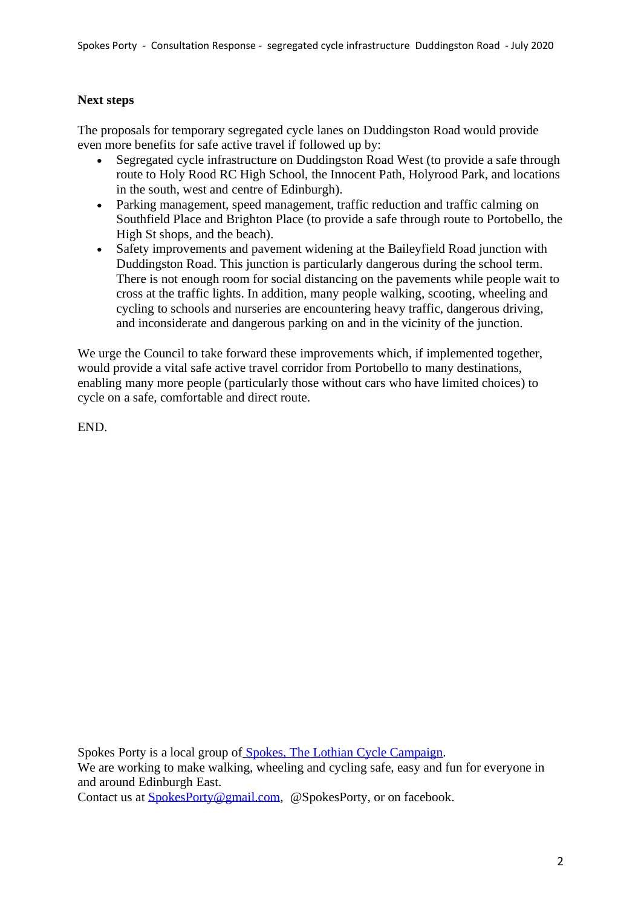**Next steps**

The proposals for temporary segregated cycle lanes on Duddingston Road would provide even more benefits for safe active travel if followed up by:

- Segregated cycle infrastructure on Duddingston Road West (to provide a safe through route to Holy Rood RC High School, the Innocent Path, Holyrood Park, and locations in the south, west and centre of Edinburgh).
- Parking management, speed management, traffic reduction and traffic calming on Southfield Place and Brighton Place (to provide a safe through route to Portobello, the High St shops, and the beach).
- Safety improvements and pavement widening at the Baileyfield Road junction with Duddingston Road. This junction is particularly dangerous during the school term. There is not enough room for social distancing on the pavements while people wait to cross at the traffic lights. In addition, many people walking, scooting, wheeling and cycling to schools and nurseries are encountering heavy traffic, dangerous driving, and inconsiderate and dangerous parking on and in the vicinity of the junction.

We urge the Council to take forward these improvements which, if implemented together, would provide a vital safe active travel corridor from Portobello to many destinations, enabling many more people (particularly those without cars who have limited choices) to cycle on a safe, comfortable and direct route.

END.

Spokes Porty is a local group of [Spokes, The Lothian Cycle Campaign](#).
We are working to make walking, wheeling and cycling safe, easy and fun for everyone in and around Edinburgh East.
Contact us at SpokesPorty@gmail.com, @SpokesPorty, or on facebook.